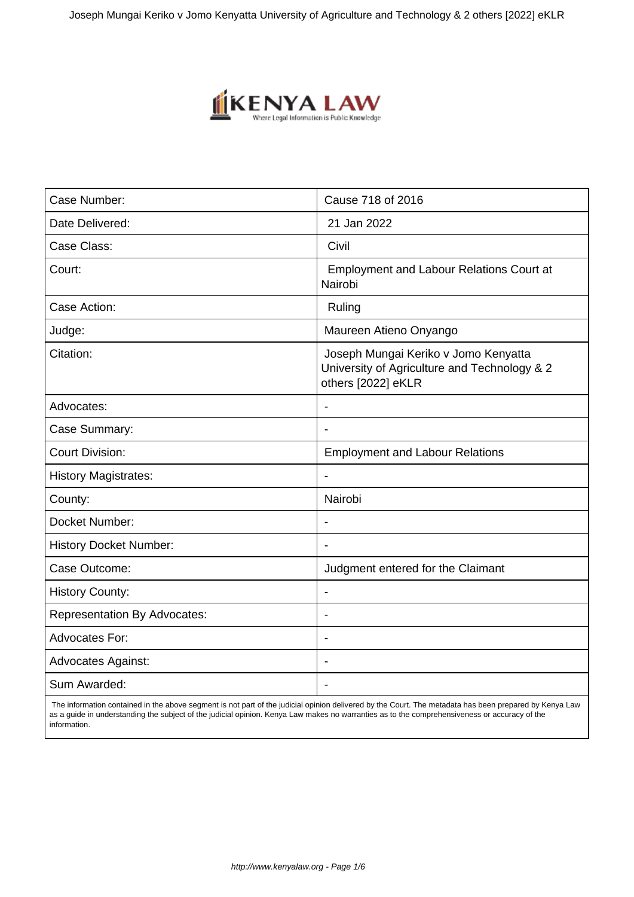| Case Number: | Cause 718 of 2016 |
|---|---|
| Date Delivered: | 21 Jan 2022 |
| Case Class: | Civil |
| Court: | Employment and Labour Relations Court at Nairobi |
| Case Action: | Ruling |
| Judge: | Maureen Atieno Onyango |
| Citation: | Joseph Mungai Keriko v Jomo Kenyatta University of Agriculture and Technology & 2 others [2022] eKLR |
| Advocates: | - |
| Case Summary: | - |
| Court Division: | Employment and Labour Relations |
| History Magistrates: | - |
| County: | Nairobi |
| Docket Number: | - |
| History Docket Number: | - |
| Case Outcome: | Judgment entered for the Claimant |
| History County: | - |
| Representation By Advocates: | - |
| Advocates For: | - |
| Advocates Against: | - |
| Sum Awarded: | - |

The information contained in the above segment is not part of the judicial opinion delivered by the Court. The metadata has been prepared by Kenya Law as a guide in understanding the subject of the judicial opinion. Kenya Law makes no warranties as to the comprehensiveness or accuracy of the information.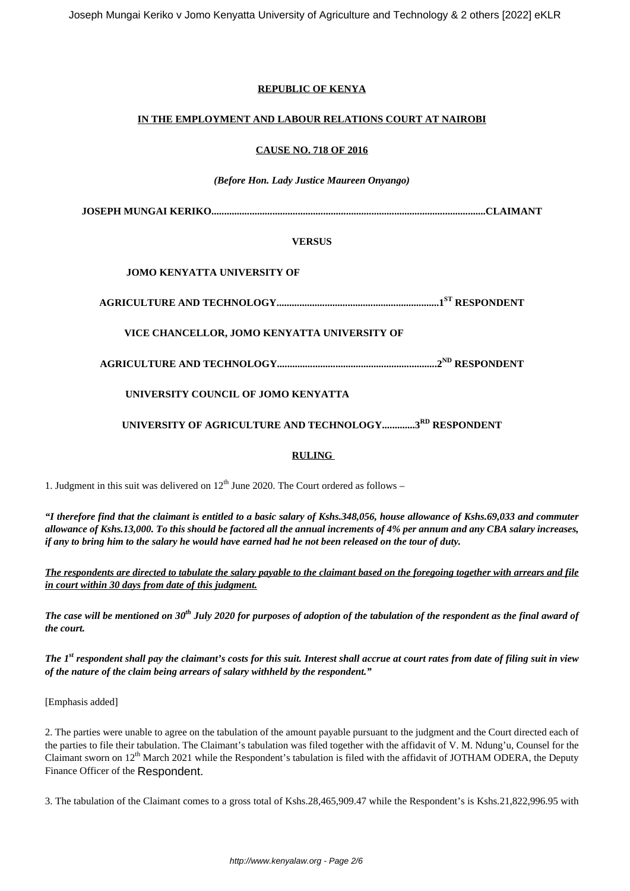**REPUBLIC OF KENYA**

**IN THE EMPLOYMENT AND LABOUR RELATIONS COURT AT NAIROBI**

**CAUSE NO. 718 OF 2016**

***(Before Hon. Lady Justice Maureen Onyango)***

**JOSEPH MUNGAI KERIKO..........................................................................................................CLAIMANT**

**VERSUS**

**JOMO KENYATTA UNIVERSITY OF**

**AGRICULTURE AND TECHNOLOGY...............................................................1ST RESPONDENT**

**VICE CHANCELLOR, JOMO KENYATTA UNIVERSITY OF**

**AGRICULTURE AND TECHNOLOGY..............................................................2ND RESPONDENT**

**UNIVERSITY COUNCIL OF JOMO KENYATTA**

**UNIVERSITY OF AGRICULTURE AND TECHNOLOGY............3RD RESPONDENT**

**RULING**

1. Judgment in this suit was delivered on 12th June 2020. The Court ordered as follows –

***"I therefore find that the claimant is entitled to a basic salary of Kshs.348,056, house allowance of Kshs.69,033 and commuter allowance of Kshs.13,000. To this should be factored all the annual increments of 4% per annum and any CBA salary increases, if any to bring him to the salary he would have earned had he not been released on the tour of duty.***

***The respondents are directed to tabulate the salary payable to the claimant based on the foregoing together with arrears and file in court within 30 days from date of this judgment.***

***The case will be mentioned on 30th July 2020 for purposes of adoption of the tabulation of the respondent as the final award of the court.***

***The 1st respondent shall pay the claimant's costs for this suit. Interest shall accrue at court rates from date of filing suit in view of the nature of the claim being arrears of salary withheld by the respondent."***

[Emphasis added]

2. The parties were unable to agree on the tabulation of the amount payable pursuant to the judgment and the Court directed each of the parties to file their tabulation. The Claimant's tabulation was filed together with the affidavit of V. M. Ndung'u, Counsel for the Claimant sworn on 12th March 2021 while the Respondent's tabulation is filed with the affidavit of JOTHAM ODERA, the Deputy Finance Officer of the Respondent.

3. The tabulation of the Claimant comes to a gross total of Kshs.28,465,909.47 while the Respondent's is Kshs.21,822,996.95 with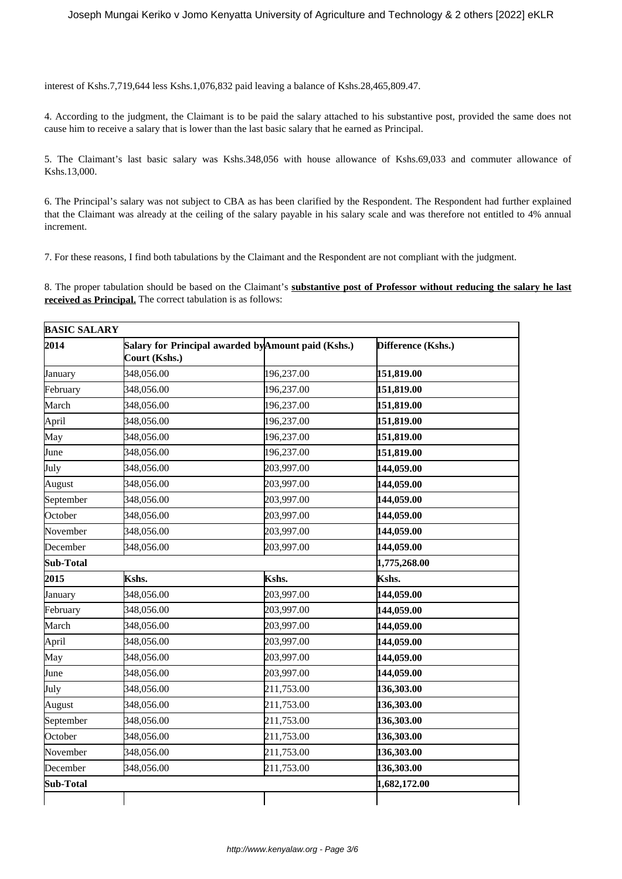interest of Kshs.7,719,644 less Kshs.1,076,832 paid leaving a balance of Kshs.28,465,809.47.

4. According to the judgment, the Claimant is to be paid the salary attached to his substantive post, provided the same does not cause him to receive a salary that is lower than the last basic salary that he earned as Principal.

5. The Claimant's last basic salary was Kshs.348,056 with house allowance of Kshs.69,033 and commuter allowance of Kshs.13,000.

6. The Principal's salary was not subject to CBA as has been clarified by the Respondent. The Respondent had further explained that the Claimant was already at the ceiling of the salary payable in his salary scale and was therefore not entitled to 4% annual increment.

7. For these reasons, I find both tabulations by the Claimant and the Respondent are not compliant with the judgment.

8. The proper tabulation should be based on the Claimant's **substantive post of Professor without reducing the salary he last received as Principal.** The correct tabulation is as follows:

| **BASIC SALARY** | | | |
|---|---|---|---|
| **2014** | **Salary for Principal awarded by Court (Kshs.)** | **Amount paid (Kshs.)** | **Difference (Kshs.)** |
| January | 348,056.00 | 196,237.00 | **151,819.00** |
| February | 348,056.00 | 196,237.00 | **151,819.00** |
| March | 348,056.00 | 196,237.00 | **151,819.00** |
| April | 348,056.00 | 196,237.00 | **151,819.00** |
| May | 348,056.00 | 196,237.00 | **151,819.00** |
| June | 348,056.00 | 196,237.00 | **151,819.00** |
| July | 348,056.00 | 203,997.00 | **144,059.00** |
| August | 348,056.00 | 203,997.00 | **144,059.00** |
| September | 348,056.00 | 203,997.00 | **144,059.00** |
| October | 348,056.00 | 203,997.00 | **144,059.00** |
| November | 348,056.00 | 203,997.00 | **144,059.00** |
| December | 348,056.00 | 203,997.00 | **144,059.00** |
| **Sub-Total** | | | **1,775,268.00** |
| **2015** | **Kshs.** | **Kshs.** | **Kshs.** |
| January | 348,056.00 | 203,997.00 | **144,059.00** |
| February | 348,056.00 | 203,997.00 | **144,059.00** |
| March | 348,056.00 | 203,997.00 | **144,059.00** |
| April | 348,056.00 | 203,997.00 | **144,059.00** |
| May | 348,056.00 | 203,997.00 | **144,059.00** |
| June | 348,056.00 | 203,997.00 | **144,059.00** |
| July | 348,056.00 | 211,753.00 | **136,303.00** |
| August | 348,056.00 | 211,753.00 | **136,303.00** |
| September | 348,056.00 | 211,753.00 | **136,303.00** |
| October | 348,056.00 | 211,753.00 | **136,303.00** |
| November | 348,056.00 | 211,753.00 | **136,303.00** |
| December | 348,056.00 | 211,753.00 | **136,303.00** |
| **Sub-Total** | | | **1,682,172.00** |
| | | | |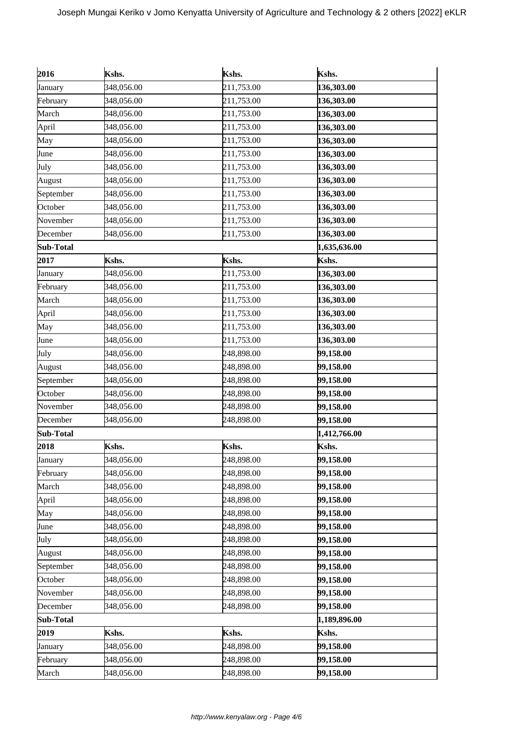| 2016 | Kshs. | Kshs. | Kshs. |
|---|---|---|---|
| January | 348,056.00 | 211,753.00 | **136,303.00** |
| February | 348,056.00 | 211,753.00 | **136,303.00** |
| March | 348,056.00 | 211,753.00 | **136,303.00** |
| April | 348,056.00 | 211,753.00 | **136,303.00** |
| May | 348,056.00 | 211,753.00 | **136,303.00** |
| June | 348,056.00 | 211,753.00 | **136,303.00** |
| July | 348,056.00 | 211,753.00 | **136,303.00** |
| August | 348,056.00 | 211,753.00 | **136,303.00** |
| September | 348,056.00 | 211,753.00 | **136,303.00** |
| October | 348,056.00 | 211,753.00 | **136,303.00** |
| November | 348,056.00 | 211,753.00 | **136,303.00** |
| December | 348,056.00 | 211,753.00 | **136,303.00** |
| **Sub-Total** | | | **1,635,636.00** |
| **2017** | **Kshs.** | **Kshs.** | **Kshs.** |
| January | 348,056.00 | 211,753.00 | **136,303.00** |
| February | 348,056.00 | 211,753.00 | **136,303.00** |
| March | 348,056.00 | 211,753.00 | **136,303.00** |
| April | 348,056.00 | 211,753.00 | **136,303.00** |
| May | 348,056.00 | 211,753.00 | **136,303.00** |
| June | 348,056.00 | 211,753.00 | **136,303.00** |
| July | 348,056.00 | 248,898.00 | **99,158.00** |
| August | 348,056.00 | 248,898.00 | **99,158.00** |
| September | 348,056.00 | 248,898.00 | **99,158.00** |
| October | 348,056.00 | 248,898.00 | **99,158.00** |
| November | 348,056.00 | 248,898.00 | **99,158.00** |
| December | 348,056.00 | 248,898.00 | **99,158.00** |
| **Sub-Total** | | | **1,412,766.00** |
| **2018** | **Kshs.** | **Kshs.** | **Kshs.** |
| January | 348,056.00 | 248,898.00 | **99,158.00** |
| February | 348,056.00 | 248,898.00 | **99,158.00** |
| March | 348,056.00 | 248,898.00 | **99,158.00** |
| April | 348,056.00 | 248,898.00 | **99,158.00** |
| May | 348,056.00 | 248,898.00 | **99,158.00** |
| June | 348,056.00 | 248,898.00 | **99,158.00** |
| July | 348,056.00 | 248,898.00 | **99,158.00** |
| August | 348,056.00 | 248,898.00 | **99,158.00** |
| September | 348,056.00 | 248,898.00 | **99,158.00** |
| October | 348,056.00 | 248,898.00 | **99,158.00** |
| November | 348,056.00 | 248,898.00 | **99,158.00** |
| December | 348,056.00 | 248,898.00 | **99,158.00** |
| **Sub-Total** | | | **1,189,896.00** |
| **2019** | **Kshs.** | **Kshs.** | **Kshs.** |
| January | 348,056.00 | 248,898.00 | **99,158.00** |
| February | 348,056.00 | 248,898.00 | **99,158.00** |
| March | 348,056.00 | 248,898.00 | **99,158.00** |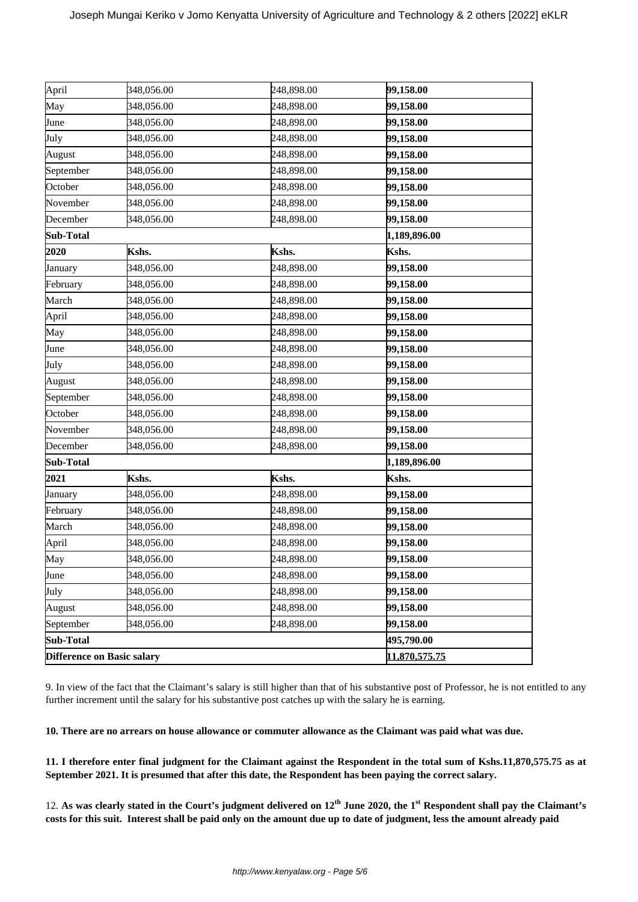| | | | |
|---|---|---|---|
| April | 348,056.00 | 248,898.00 | **99,158.00** |
| May | 348,056.00 | 248,898.00 | **99,158.00** |
| June | 348,056.00 | 248,898.00 | **99,158.00** |
| July | 348,056.00 | 248,898.00 | **99,158.00** |
| August | 348,056.00 | 248,898.00 | **99,158.00** |
| September | 348,056.00 | 248,898.00 | **99,158.00** |
| October | 348,056.00 | 248,898.00 | **99,158.00** |
| November | 348,056.00 | 248,898.00 | **99,158.00** |
| December | 348,056.00 | 248,898.00 | **99,158.00** |
| **Sub-Total** | | | **1,189,896.00** |
| **2020** | **Kshs.** | **Kshs.** | **Kshs.** |
| January | 348,056.00 | 248,898.00 | **99,158.00** |
| February | 348,056.00 | 248,898.00 | **99,158.00** |
| March | 348,056.00 | 248,898.00 | **99,158.00** |
| April | 348,056.00 | 248,898.00 | **99,158.00** |
| May | 348,056.00 | 248,898.00 | **99,158.00** |
| June | 348,056.00 | 248,898.00 | **99,158.00** |
| July | 348,056.00 | 248,898.00 | **99,158.00** |
| August | 348,056.00 | 248,898.00 | **99,158.00** |
| September | 348,056.00 | 248,898.00 | **99,158.00** |
| October | 348,056.00 | 248,898.00 | **99,158.00** |
| November | 348,056.00 | 248,898.00 | **99,158.00** |
| December | 348,056.00 | 248,898.00 | **99,158.00** |
| **Sub-Total** | | | **1,189,896.00** |
| **2021** | **Kshs.** | **Kshs.** | **Kshs.** |
| January | 348,056.00 | 248,898.00 | **99,158.00** |
| February | 348,056.00 | 248,898.00 | **99,158.00** |
| March | 348,056.00 | 248,898.00 | **99,158.00** |
| April | 348,056.00 | 248,898.00 | **99,158.00** |
| May | 348,056.00 | 248,898.00 | **99,158.00** |
| June | 348,056.00 | 248,898.00 | **99,158.00** |
| July | 348,056.00 | 248,898.00 | **99,158.00** |
| August | 348,056.00 | 248,898.00 | **99,158.00** |
| September | 348,056.00 | 248,898.00 | **99,158.00** |
| **Sub-Total** | | | **495,790.00** |
| **Difference on Basic salary** | | | **11,870,575.75** |

9. In view of the fact that the Claimant's salary is still higher than that of his substantive post of Professor, he is not entitled to any further increment until the salary for his substantive post catches up with the salary he is earning.

**10. There are no arrears on house allowance or commuter allowance as the Claimant was paid what was due.**

**11. I therefore enter final judgment for the Claimant against the Respondent in the total sum of Kshs.11,870,575.75 as at September 2021. It is presumed that after this date, the Respondent has been paying the correct salary.**

12. **As was clearly stated in the Court's judgment delivered on 12th June 2020, the 1st Respondent shall pay the Claimant's costs for this suit. Interest shall be paid only on the amount due up to date of judgment, less the amount already paid**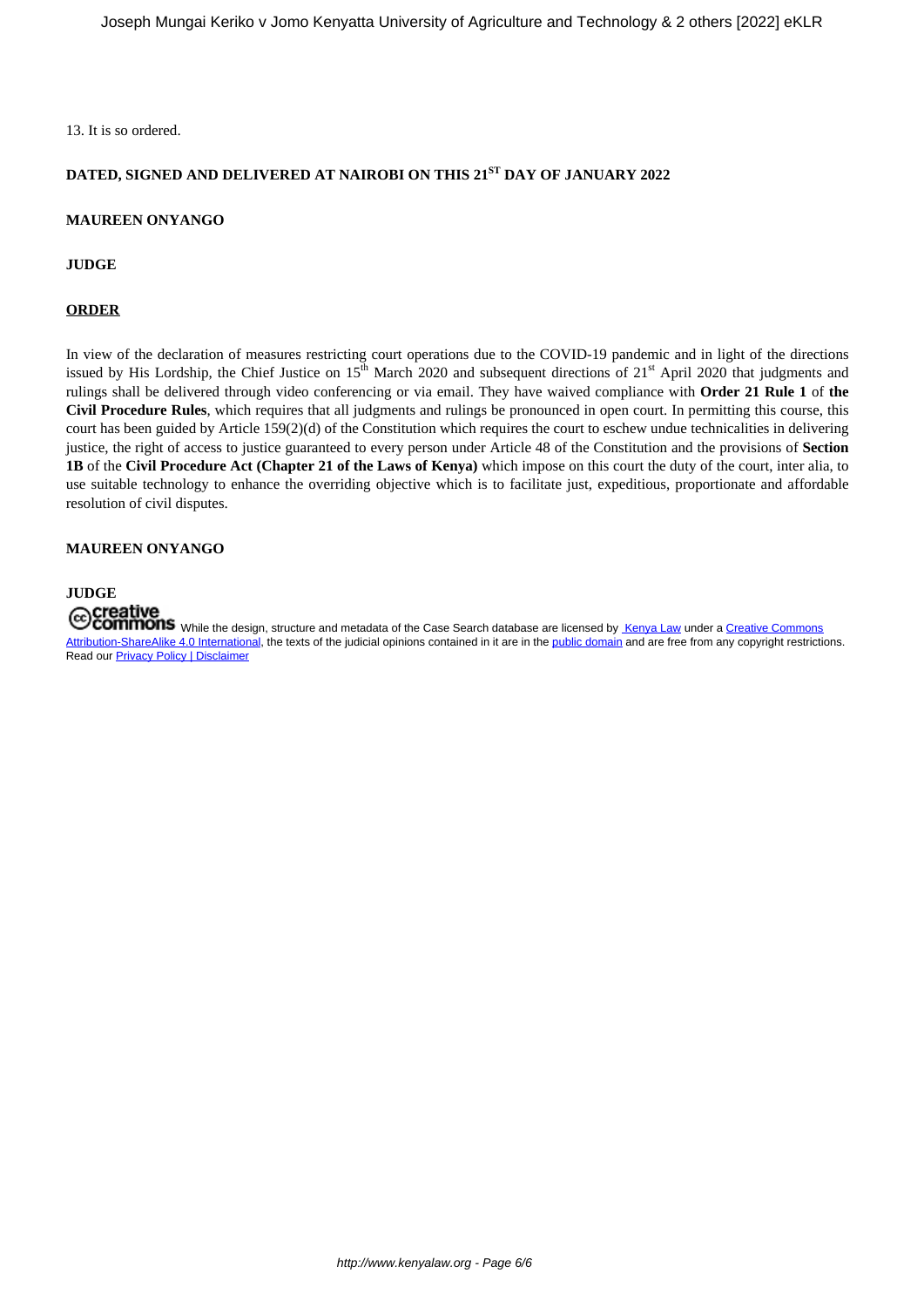13. It is so ordered.

**DATED, SIGNED AND DELIVERED AT NAIROBI ON THIS 21ST DAY OF JANUARY 2022**

**MAUREEN ONYANGO**

**JUDGE**

**ORDER**

In view of the declaration of measures restricting court operations due to the COVID-19 pandemic and in light of the directions issued by His Lordship, the Chief Justice on 15th March 2020 and subsequent directions of 21st April 2020 that judgments and rulings shall be delivered through video conferencing or via email. They have waived compliance with **Order 21 Rule 1** of **the Civil Procedure Rules**, which requires that all judgments and rulings be pronounced in open court. In permitting this course, this court has been guided by Article 159(2)(d) of the Constitution which requires the court to eschew undue technicalities in delivering justice, the right of access to justice guaranteed to every person under Article 48 of the Constitution and the provisions of **Section 1B** of the **Civil Procedure Act (Chapter 21 of the Laws of Kenya)** which impose on this court the duty of the court, inter alia, to use suitable technology to enhance the overriding objective which is to facilitate just, expeditious, proportionate and affordable resolution of civil disputes.

**MAUREEN ONYANGO**

**JUDGE**

While the design, structure and metadata of the Case Search database are licensed by Kenya Law under a Creative Commons Attribution-ShareAlike 4.0 International, the texts of the judicial opinions contained in it are in the public domain and are free from any copyright restrictions. Read our Privacy Policy | Disclaimer